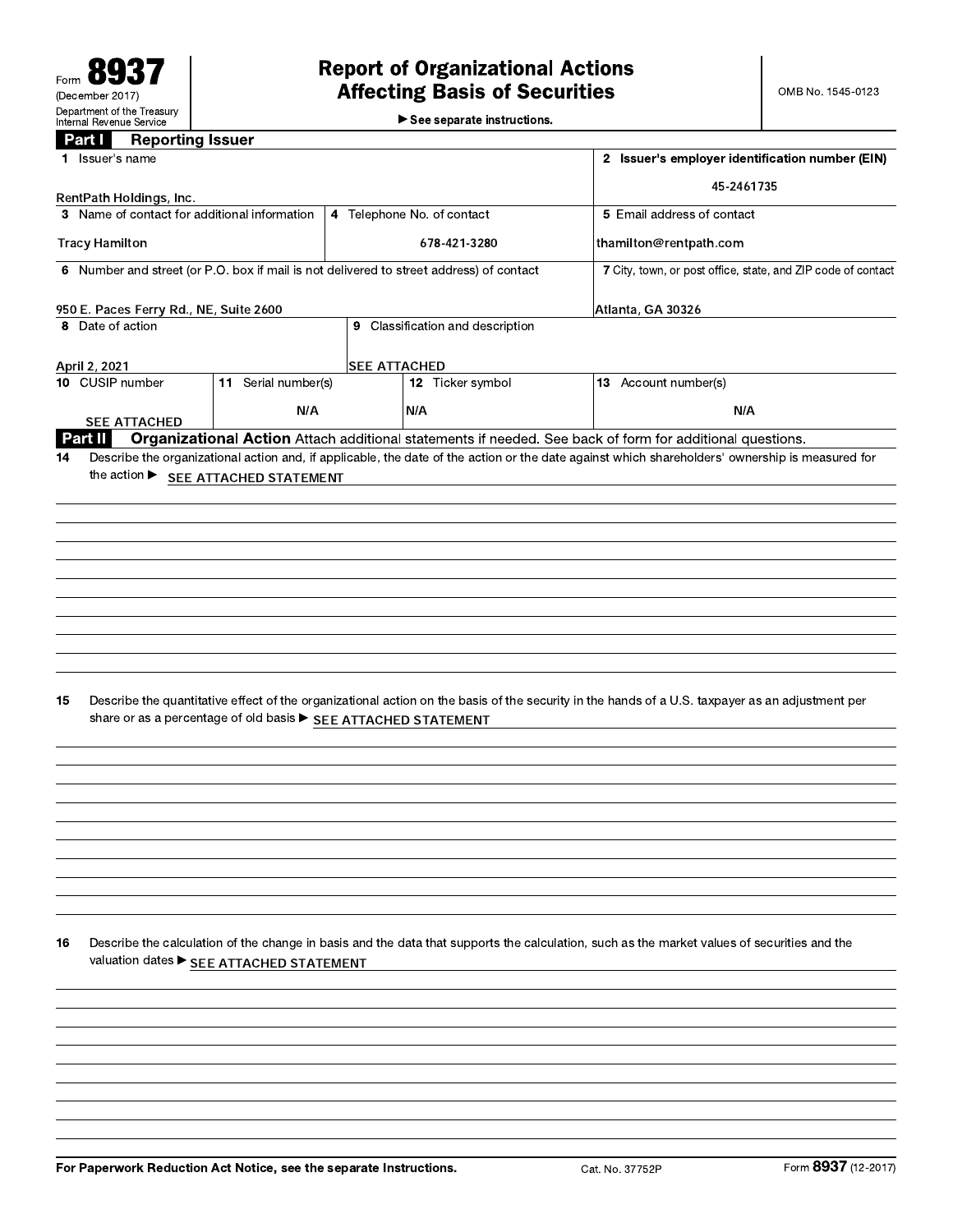Form **8937**
(December 2017)
Department of the Treasury
Internal Revenue Service

# Report of Organizational Actions Affecting Basis of Securities

▶ See separate instructions.

OMB No. 1545-0123

## Part I Reporting Issuer

| | | | |
|---|---|---|---|
| **1** Issuer's name<br>RentPath Holdings, Inc. | | | **2** Issuer's employer identification number (EIN)<br>45-2461735 |
| **3** Name of contact for additional information<br>Tracy Hamilton | **4** Telephone No. of contact<br>678-421-3280 | | **5** Email address of contact<br>thamilton@rentpath.com |
| **6** Number and street (or P.O. box if mail is not delivered to street address) of contact<br>950 E. Paces Ferry Rd., NE, Suite 2600 | | | **7** City, town, or post office, state, and ZIP code of contact<br>Atlanta, GA 30326 |
| **8** Date of action<br>April 2, 2021 | **9** Classification and description<br>SEE ATTACHED | | |
| **10** CUSIP number<br>SEE ATTACHED | **11** Serial number(s)<br>N/A | **12** Ticker symbol<br>N/A | **13** Account number(s)<br>N/A |

## Part II Organizational Action

Attach additional statements if needed. See back of form for additional questions.

**14** Describe the organizational action and, if applicable, the date of the action or the date against which shareholders' ownership is measured for the action ▶ SEE ATTACHED STATEMENT

**15** Describe the quantitative effect of the organizational action on the basis of the security in the hands of a U.S. taxpayer as an adjustment per share or as a percentage of old basis ▶ SEE ATTACHED STATEMENT

**16** Describe the calculation of the change in basis and the data that supports the calculation, such as the market values of securities and the valuation dates ▶ SEE ATTACHED STATEMENT

For Paperwork Reduction Act Notice, see the separate Instructions. Cat. No. 37752P Form **8937** (12-2017)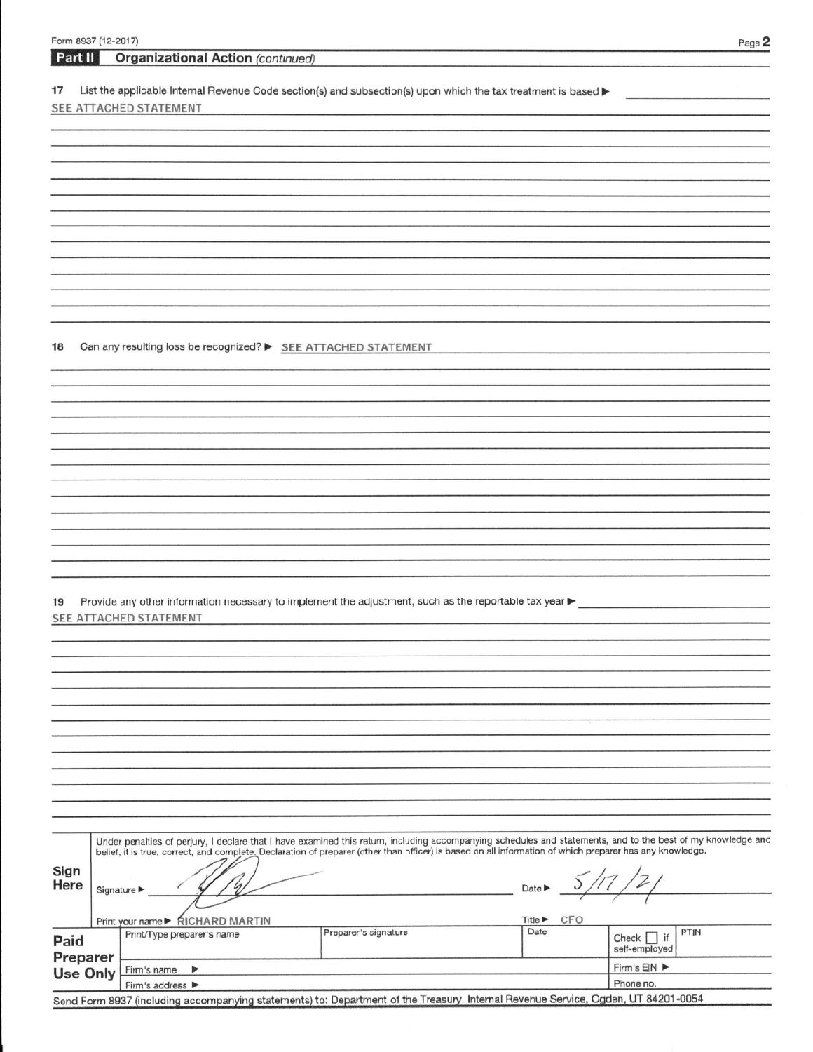Form 8937 (12-2017)

**Part II** **Organizational Action** *(continued)*

**17** List the applicable Internal Revenue Code section(s) and subsection(s) upon which the tax treatment is based ▶

SEE ATTACHED STATEMENT

**18** Can any resulting loss be recognized? ▶ SEE ATTACHED STATEMENT

**19** Provide any other information necessary to implement the adjustment, such as the reportable tax year ▶

SEE ATTACHED STATEMENT

**Sign Here**

Under penalties of perjury, I declare that I have examined this return, including accompanying schedules and statements, and to the best of my knowledge and belief, it is true, correct, and complete. Declaration of preparer (other than officer) is based on all information of which preparer has any knowledge.

Signature ▶ [signature] Date ▶ 5/17/21

Print your name ▶ RICHARD MARTIN Title ▶ CFO

| **Paid Preparer Use Only** | Print/Type preparer's name | Preparer's signature | Date | Check ☐ if self-employed | PTIN |
|---|---|---|---|---|---|
| | Firm's name ▶ | | | Firm's EIN ▶ | |
| | Firm's address ▶ | | | Phone no. | |

Send Form 8937 (including accompanying statements) to: Department of the Treasury, Internal Revenue Service, Ogden, UT 84201-0054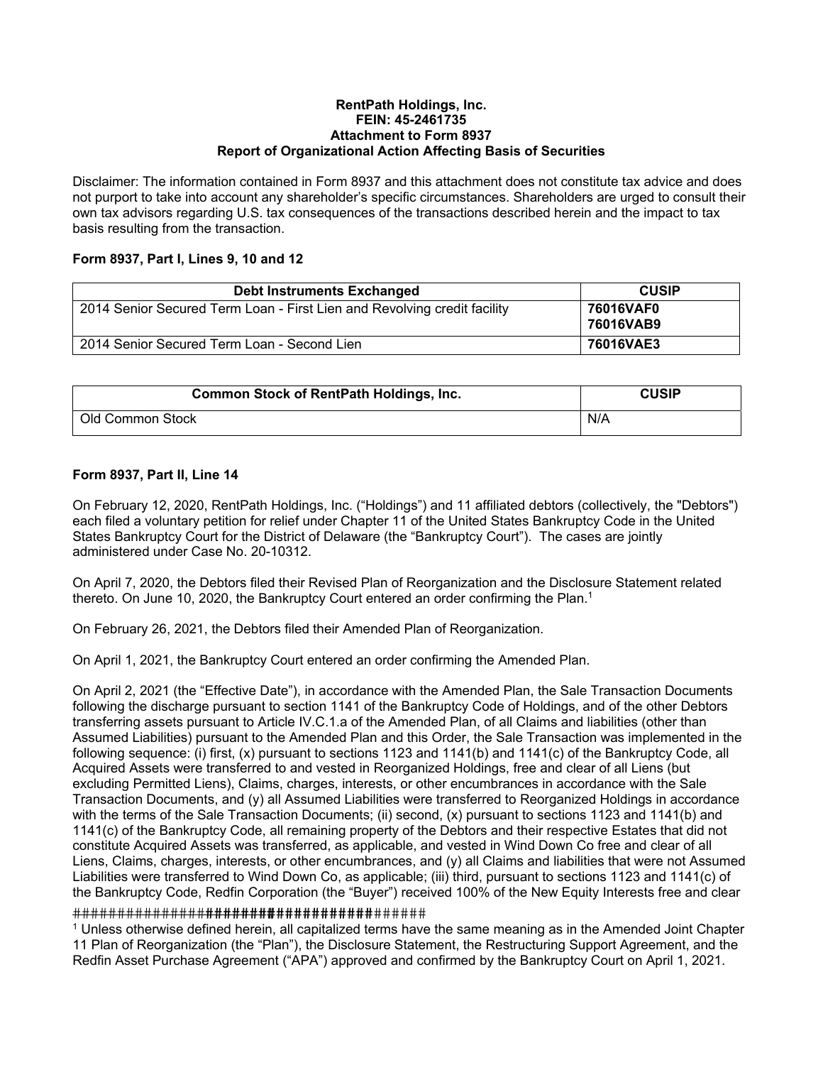**RentPath Holdings, Inc.**
**FEIN: 45-2461735**
**Attachment to Form 8937**
**Report of Organizational Action Affecting Basis of Securities**

Disclaimer: The information contained in Form 8937 and this attachment does not constitute tax advice and does not purport to take into account any shareholder's specific circumstances. Shareholders are urged to consult their own tax advisors regarding U.S. tax consequences of the transactions described herein and the impact to tax basis resulting from the transaction.

**Form 8937, Part I, Lines 9, 10 and 12**

| Debt Instruments Exchanged | CUSIP |
|---|---|
| 2014 Senior Secured Term Loan - First Lien and Revolving credit facility | **76016VAF0 76016VAB9** |
| 2014 Senior Secured Term Loan - Second Lien | **76016VAE3** |

| Common Stock of RentPath Holdings, Inc. | CUSIP |
|---|---|
| Old Common Stock | N/A |

**Form 8937, Part II, Line 14**

On February 12, 2020, RentPath Holdings, Inc. ("Holdings") and 11 affiliated debtors (collectively, the "Debtors") each filed a voluntary petition for relief under Chapter 11 of the United States Bankruptcy Code in the United States Bankruptcy Court for the District of Delaware (the "Bankruptcy Court"). The cases are jointly administered under Case No. 20-10312.

On April 7, 2020, the Debtors filed their Revised Plan of Reorganization and the Disclosure Statement related thereto. On June 10, 2020, the Bankruptcy Court entered an order confirming the Plan.[1]

On February 26, 2021, the Debtors filed their Amended Plan of Reorganization.

On April 1, 2021, the Bankruptcy Court entered an order confirming the Amended Plan.

On April 2, 2021 (the "Effective Date"), in accordance with the Amended Plan, the Sale Transaction Documents following the discharge pursuant to section 1141 of the Bankruptcy Code of Holdings, and of the other Debtors transferring assets pursuant to Article IV.C.1.a of the Amended Plan, of all Claims and liabilities (other than Assumed Liabilities) pursuant to the Amended Plan and this Order, the Sale Transaction was implemented in the following sequence: (i) first, (x) pursuant to sections 1123 and 1141(b) and 1141(c) of the Bankruptcy Code, all Acquired Assets were transferred to and vested in Reorganized Holdings, free and clear of all Liens (but excluding Permitted Liens), Claims, charges, interests, or other encumbrances in accordance with the Sale Transaction Documents, and (y) all Assumed Liabilities were transferred to Reorganized Holdings in accordance with the terms of the Sale Transaction Documents; (ii) second, (x) pursuant to sections 1123 and 1141(b) and 1141(c) of the Bankruptcy Code, all remaining property of the Debtors and their respective Estates that did not constitute Acquired Assets was transferred, as applicable, and vested in Wind Down Co free and clear of all Liens, Claims, charges, interests, or other encumbrances, and (y) all Claims and liabilities that were not Assumed Liabilities were transferred to Wind Down Co, as applicable; (iii) third, pursuant to sections 1123 and 1141(c) of the Bankruptcy Code, Redfin Corporation (the "Buyer") received 100% of the New Equity Interests free and clear

---

[1] Unless otherwise defined herein, all capitalized terms have the same meaning as in the Amended Joint Chapter 11 Plan of Reorganization (the "Plan"), the Disclosure Statement, the Restructuring Support Agreement, and the Redfin Asset Purchase Agreement ("APA") approved and confirmed by the Bankruptcy Court on April 1, 2021.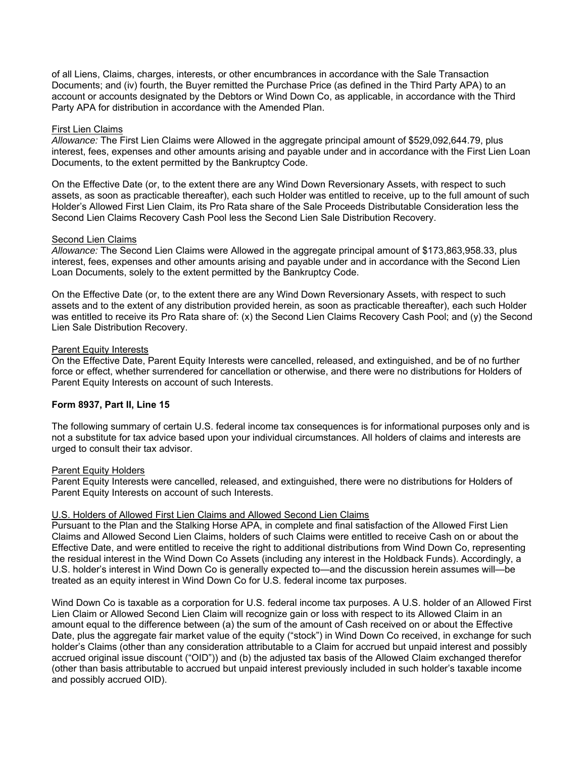of all Liens, Claims, charges, interests, or other encumbrances in accordance with the Sale Transaction Documents; and (iv) fourth, the Buyer remitted the Purchase Price (as defined in the Third Party APA) to an account or accounts designated by the Debtors or Wind Down Co, as applicable, in accordance with the Third Party APA for distribution in accordance with the Amended Plan.

First Lien Claims

*Allowance:* The First Lien Claims were Allowed in the aggregate principal amount of $529,092,644.79, plus interest, fees, expenses and other amounts arising and payable under and in accordance with the First Lien Loan Documents, to the extent permitted by the Bankruptcy Code.

On the Effective Date (or, to the extent there are any Wind Down Reversionary Assets, with respect to such assets, as soon as practicable thereafter), each such Holder was entitled to receive, up to the full amount of such Holder's Allowed First Lien Claim, its Pro Rata share of the Sale Proceeds Distributable Consideration less the Second Lien Claims Recovery Cash Pool less the Second Lien Sale Distribution Recovery.

Second Lien Claims

*Allowance:* The Second Lien Claims were Allowed in the aggregate principal amount of $173,863,958.33, plus interest, fees, expenses and other amounts arising and payable under and in accordance with the Second Lien Loan Documents, solely to the extent permitted by the Bankruptcy Code.

On the Effective Date (or, to the extent there are any Wind Down Reversionary Assets, with respect to such assets and to the extent of any distribution provided herein, as soon as practicable thereafter), each such Holder was entitled to receive its Pro Rata share of: (x) the Second Lien Claims Recovery Cash Pool; and (y) the Second Lien Sale Distribution Recovery.

Parent Equity Interests

On the Effective Date, Parent Equity Interests were cancelled, released, and extinguished, and be of no further force or effect, whether surrendered for cancellation or otherwise, and there were no distributions for Holders of Parent Equity Interests on account of such Interests.

**Form 8937, Part II, Line 15**

The following summary of certain U.S. federal income tax consequences is for informational purposes only and is not a substitute for tax advice based upon your individual circumstances. All holders of claims and interests are urged to consult their tax advisor.

Parent Equity Holders

Parent Equity Interests were cancelled, released, and extinguished, there were no distributions for Holders of Parent Equity Interests on account of such Interests.

U.S. Holders of Allowed First Lien Claims and Allowed Second Lien Claims

Pursuant to the Plan and the Stalking Horse APA, in complete and final satisfaction of the Allowed First Lien Claims and Allowed Second Lien Claims, holders of such Claims were entitled to receive Cash on or about the Effective Date, and were entitled to receive the right to additional distributions from Wind Down Co, representing the residual interest in the Wind Down Co Assets (including any interest in the Holdback Funds). Accordingly, a U.S. holder's interest in Wind Down Co is generally expected to—and the discussion herein assumes will—be treated as an equity interest in Wind Down Co for U.S. federal income tax purposes.

Wind Down Co is taxable as a corporation for U.S. federal income tax purposes. A U.S. holder of an Allowed First Lien Claim or Allowed Second Lien Claim will recognize gain or loss with respect to its Allowed Claim in an amount equal to the difference between (a) the sum of the amount of Cash received on or about the Effective Date, plus the aggregate fair market value of the equity ("stock") in Wind Down Co received, in exchange for such holder's Claims (other than any consideration attributable to a Claim for accrued but unpaid interest and possibly accrued original issue discount ("OID")) and (b) the adjusted tax basis of the Allowed Claim exchanged therefor (other than basis attributable to accrued but unpaid interest previously included in such holder's taxable income and possibly accrued OID).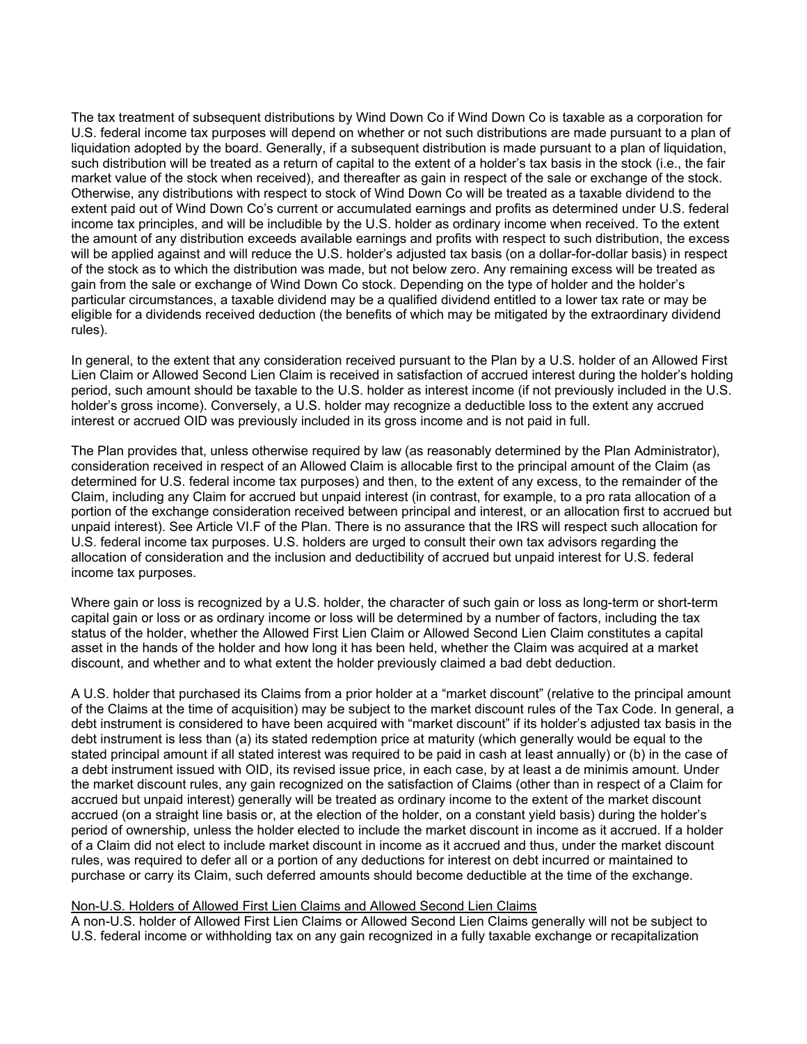The tax treatment of subsequent distributions by Wind Down Co if Wind Down Co is taxable as a corporation for U.S. federal income tax purposes will depend on whether or not such distributions are made pursuant to a plan of liquidation adopted by the board. Generally, if a subsequent distribution is made pursuant to a plan of liquidation, such distribution will be treated as a return of capital to the extent of a holder's tax basis in the stock (i.e., the fair market value of the stock when received), and thereafter as gain in respect of the sale or exchange of the stock. Otherwise, any distributions with respect to stock of Wind Down Co will be treated as a taxable dividend to the extent paid out of Wind Down Co's current or accumulated earnings and profits as determined under U.S. federal income tax principles, and will be includible by the U.S. holder as ordinary income when received. To the extent the amount of any distribution exceeds available earnings and profits with respect to such distribution, the excess will be applied against and will reduce the U.S. holder's adjusted tax basis (on a dollar-for-dollar basis) in respect of the stock as to which the distribution was made, but not below zero. Any remaining excess will be treated as gain from the sale or exchange of Wind Down Co stock. Depending on the type of holder and the holder's particular circumstances, a taxable dividend may be a qualified dividend entitled to a lower tax rate or may be eligible for a dividends received deduction (the benefits of which may be mitigated by the extraordinary dividend rules).

In general, to the extent that any consideration received pursuant to the Plan by a U.S. holder of an Allowed First Lien Claim or Allowed Second Lien Claim is received in satisfaction of accrued interest during the holder's holding period, such amount should be taxable to the U.S. holder as interest income (if not previously included in the U.S. holder's gross income). Conversely, a U.S. holder may recognize a deductible loss to the extent any accrued interest or accrued OID was previously included in its gross income and is not paid in full.

The Plan provides that, unless otherwise required by law (as reasonably determined by the Plan Administrator), consideration received in respect of an Allowed Claim is allocable first to the principal amount of the Claim (as determined for U.S. federal income tax purposes) and then, to the extent of any excess, to the remainder of the Claim, including any Claim for accrued but unpaid interest (in contrast, for example, to a pro rata allocation of a portion of the exchange consideration received between principal and interest, or an allocation first to accrued but unpaid interest). See Article VI.F of the Plan. There is no assurance that the IRS will respect such allocation for U.S. federal income tax purposes. U.S. holders are urged to consult their own tax advisors regarding the allocation of consideration and the inclusion and deductibility of accrued but unpaid interest for U.S. federal income tax purposes.

Where gain or loss is recognized by a U.S. holder, the character of such gain or loss as long-term or short-term capital gain or loss or as ordinary income or loss will be determined by a number of factors, including the tax status of the holder, whether the Allowed First Lien Claim or Allowed Second Lien Claim constitutes a capital asset in the hands of the holder and how long it has been held, whether the Claim was acquired at a market discount, and whether and to what extent the holder previously claimed a bad debt deduction.

A U.S. holder that purchased its Claims from a prior holder at a "market discount" (relative to the principal amount of the Claims at the time of acquisition) may be subject to the market discount rules of the Tax Code. In general, a debt instrument is considered to have been acquired with "market discount" if its holder's adjusted tax basis in the debt instrument is less than (a) its stated redemption price at maturity (which generally would be equal to the stated principal amount if all stated interest was required to be paid in cash at least annually) or (b) in the case of a debt instrument issued with OID, its revised issue price, in each case, by at least a de minimis amount. Under the market discount rules, any gain recognized on the satisfaction of Claims (other than in respect of a Claim for accrued but unpaid interest) generally will be treated as ordinary income to the extent of the market discount accrued (on a straight line basis or, at the election of the holder, on a constant yield basis) during the holder's period of ownership, unless the holder elected to include the market discount in income as it accrued. If a holder of a Claim did not elect to include market discount in income as it accrued and thus, under the market discount rules, was required to defer all or a portion of any deductions for interest on debt incurred or maintained to purchase or carry its Claim, such deferred amounts should become deductible at the time of the exchange.

<u>Non-U.S. Holders of Allowed First Lien Claims and Allowed Second Lien Claims</u>

A non-U.S. holder of Allowed First Lien Claims or Allowed Second Lien Claims generally will not be subject to U.S. federal income or withholding tax on any gain recognized in a fully taxable exchange or recapitalization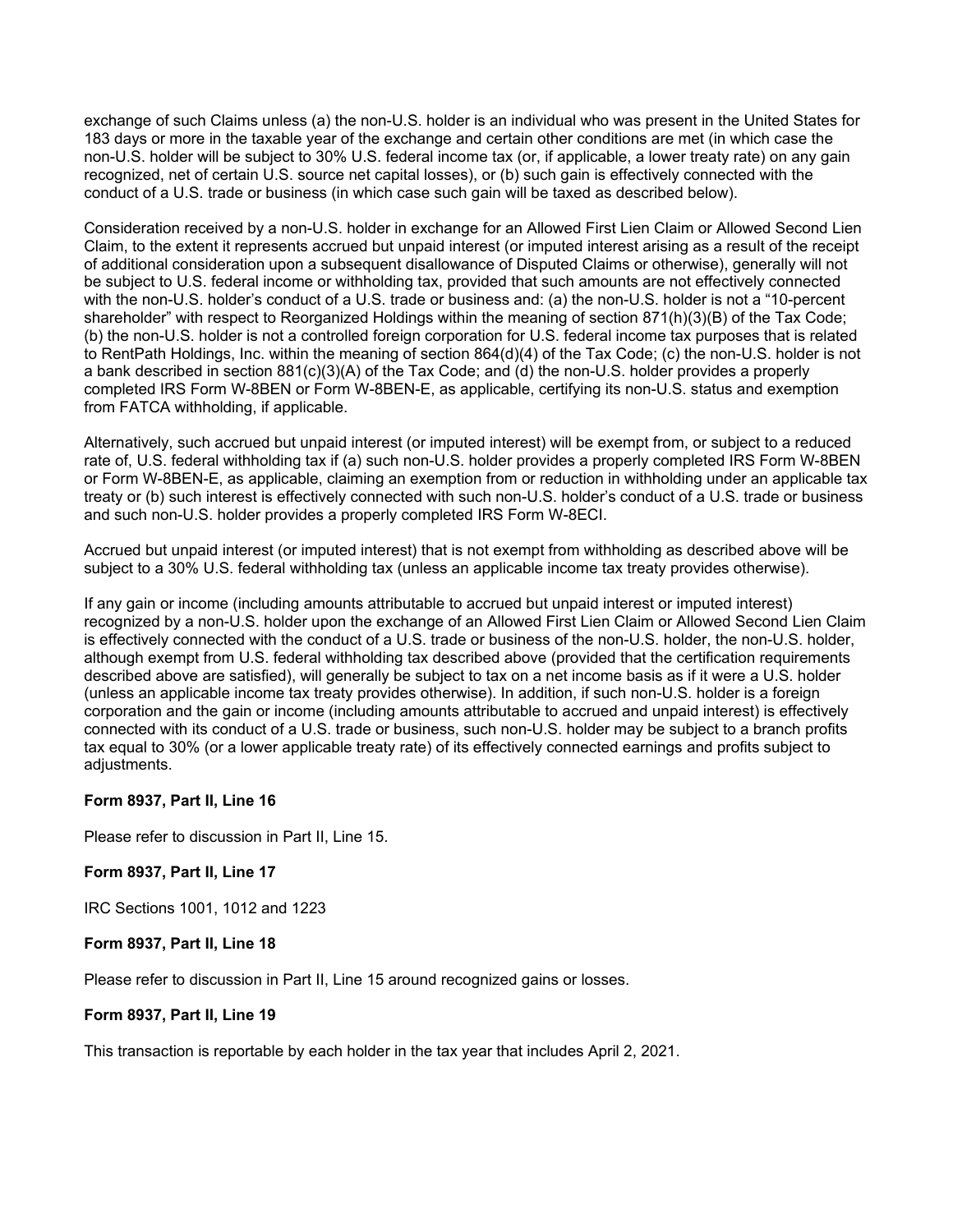exchange of such Claims unless (a) the non-U.S. holder is an individual who was present in the United States for 183 days or more in the taxable year of the exchange and certain other conditions are met (in which case the non-U.S. holder will be subject to 30% U.S. federal income tax (or, if applicable, a lower treaty rate) on any gain recognized, net of certain U.S. source net capital losses), or (b) such gain is effectively connected with the conduct of a U.S. trade or business (in which case such gain will be taxed as described below).

Consideration received by a non-U.S. holder in exchange for an Allowed First Lien Claim or Allowed Second Lien Claim, to the extent it represents accrued but unpaid interest (or imputed interest arising as a result of the receipt of additional consideration upon a subsequent disallowance of Disputed Claims or otherwise), generally will not be subject to U.S. federal income or withholding tax, provided that such amounts are not effectively connected with the non-U.S. holder's conduct of a U.S. trade or business and: (a) the non-U.S. holder is not a "10-percent shareholder" with respect to Reorganized Holdings within the meaning of section 871(h)(3)(B) of the Tax Code; (b) the non-U.S. holder is not a controlled foreign corporation for U.S. federal income tax purposes that is related to RentPath Holdings, Inc. within the meaning of section 864(d)(4) of the Tax Code; (c) the non-U.S. holder is not a bank described in section 881(c)(3)(A) of the Tax Code; and (d) the non-U.S. holder provides a properly completed IRS Form W-8BEN or Form W-8BEN-E, as applicable, certifying its non-U.S. status and exemption from FATCA withholding, if applicable.

Alternatively, such accrued but unpaid interest (or imputed interest) will be exempt from, or subject to a reduced rate of, U.S. federal withholding tax if (a) such non-U.S. holder provides a properly completed IRS Form W-8BEN or Form W-8BEN-E, as applicable, claiming an exemption from or reduction in withholding under an applicable tax treaty or (b) such interest is effectively connected with such non-U.S. holder's conduct of a U.S. trade or business and such non-U.S. holder provides a properly completed IRS Form W-8ECI.

Accrued but unpaid interest (or imputed interest) that is not exempt from withholding as described above will be subject to a 30% U.S. federal withholding tax (unless an applicable income tax treaty provides otherwise).

If any gain or income (including amounts attributable to accrued but unpaid interest or imputed interest) recognized by a non-U.S. holder upon the exchange of an Allowed First Lien Claim or Allowed Second Lien Claim is effectively connected with the conduct of a U.S. trade or business of the non-U.S. holder, the non-U.S. holder, although exempt from U.S. federal withholding tax described above (provided that the certification requirements described above are satisfied), will generally be subject to tax on a net income basis as if it were a U.S. holder (unless an applicable income tax treaty provides otherwise). In addition, if such non-U.S. holder is a foreign corporation and the gain or income (including amounts attributable to accrued and unpaid interest) is effectively connected with its conduct of a U.S. trade or business, such non-U.S. holder may be subject to a branch profits tax equal to 30% (or a lower applicable treaty rate) of its effectively connected earnings and profits subject to adjustments.

**Form 8937, Part II, Line 16**

Please refer to discussion in Part II, Line 15.

**Form 8937, Part II, Line 17**

IRC Sections 1001, 1012 and 1223

**Form 8937, Part II, Line 18**

Please refer to discussion in Part II, Line 15 around recognized gains or losses.

**Form 8937, Part II, Line 19**

This transaction is reportable by each holder in the tax year that includes April 2, 2021.